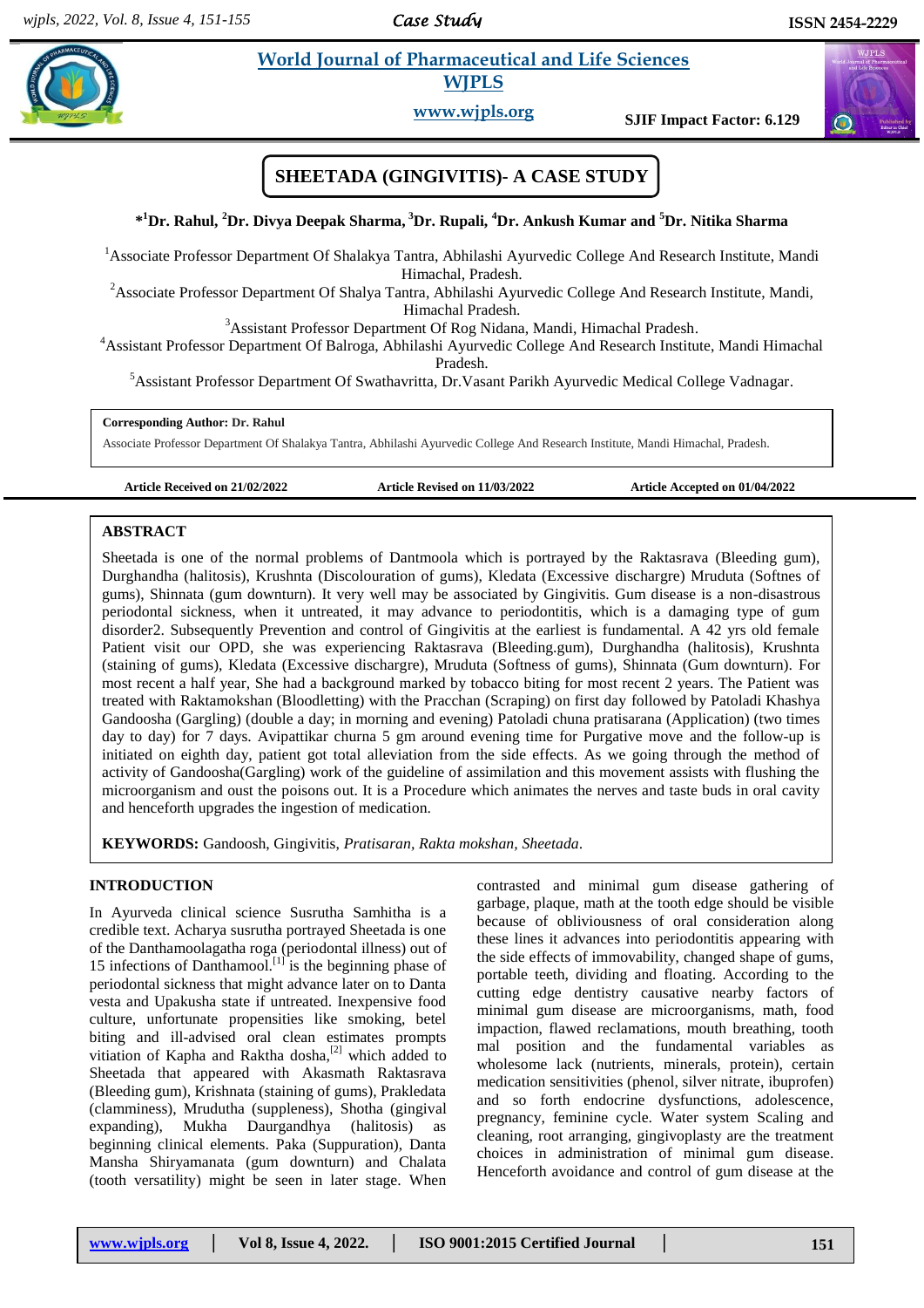# SHEETADA (GINGIVITIS)- A CASE STUDY

**\*[1]Dr. Rahul, [2]Dr. Divya Deepak Sharma, [3]Dr. Rupali, [4]Dr. Ankush Kumar and [5]Dr. Nitika Sharma**

[1]Associate Professor Department Of Shalakya Tantra, Abhilashi Ayurvedic College And Research Institute, Mandi Himachal, Pradesh.

[2]Associate Professor Department Of Shalya Tantra, Abhilashi Ayurvedic College And Research Institute, Mandi, Himachal Pradesh.

[3]Assistant Professor Department Of Rog Nidana, Mandi, Himachal Pradesh.

[4]Assistant Professor Department Of Balroga, Abhilashi Ayurvedic College And Research Institute, Mandi Himachal Pradesh.

[5]Assistant Professor Department Of Swathavritta, Dr.Vasant Parikh Ayurvedic Medical College Vadnagar.

**Corresponding Author: Dr. Rahul**

Associate Professor Department Of Shalakya Tantra, Abhilashi Ayurvedic College And Research Institute, Mandi Himachal, Pradesh.

**Article Received on 21/02/2022** **Article Revised on 11/03/2022** **Article Accepted on 01/04/2022**

## ABSTRACT

Sheetada is one of the normal problems of Dantmoola which is portrayed by the Raktasrava (Bleeding gum), Durghandha (halitosis), Krushnta (Discolouration of gums), Kledata (Excessive dischargre) Mruduta (Softnes of gums), Shinnata (gum downturn). It very well may be associated by Gingivitis. Gum disease is a non-disastrous periodontal sickness, when it untreated, it may advance to periodontitis, which is a damaging type of gum disorder2. Subsequently Prevention and control of Gingivitis at the earliest is fundamental. A 42 yrs old female Patient visit our OPD, she was experiencing Raktasrava (Bleeding.gum), Durghandha (halitosis), Krushnta (staining of gums), Kledata (Excessive discharge), Mruduta (Softness of gums), Shinnata (Gum downturn). For most recent a half year, She had a background marked by tobacco biting for most recent 2 years. The Patient was treated with Raktamokshan (Bloodletting) with the Pracchan (Scraping) on first day followed by Patoladi Khashya Gandoosha (Gargling) (double a day; in morning and evening) Patoladi chuna pratisarana (Application) (two times day to day) for 7 days. Avipattikar churna 5 gm around evening time for Purgative move and the follow-up is initiated on eighth day, patient got total alleviation from the side effects. As we going through the method of activity of Gandoosha(Gargling) work of the guideline of assimilation and this movement assists with flushing the microorganism and oust the poisons out. It is a Procedure which animates the nerves and taste buds in oral cavity and henceforth upgrades the ingestion of medication.

**KEYWORDS:** Gandoosh, Gingivitis, *Pratisaran, Rakta mokshan, Sheetada*.

## INTRODUCTION

In Ayurveda clinical science Susrutha Samhitha is a credible text. Acharya susrutha portrayed Sheetada is one of the Danthamoolagatha roga (periodontal illness) out of 15 infections of Danthamool.[1] is the beginning phase of periodontal sickness that might advance later on to Danta vesta and Upakusha state if untreated. Inexpensive food culture, unfortunate propensities like smoking, betel biting and ill-advised oral clean estimates prompts vitiation of Kapha and Raktha dosha,[2] which added to Sheetada that appeared with Akasmath Raktasrava (Bleeding gum), Krishnata (staining of gums), Prakledata (clamminess), Mrudutha (suppleness), Shotha (gingival expanding), Mukha Daurgandhya (halitosis) as beginning clinical elements. Paka (Suppuration), Danta Mansha Shiryamanata (gum downturn) and Chalata (tooth versatility) might be seen in later stage. When contrasted and minimal gum disease gathering of garbage, plaque, math at the tooth edge should be visible because of obliviousness of oral consideration along these lines it advances into periodontitis appearing with the side effects of immovability, changed shape of gums, portable teeth, dividing and floating. According to the cutting edge dentistry causative nearby factors of minimal gum disease are microorganisms, math, food impaction, flawed reclamations, mouth breathing, tooth mal position and the fundamental variables as wholesome lack (nutrients, minerals, protein), certain medication sensitivities (phenol, silver nitrate, ibuprofen) and so forth endocrine dysfunctions, adolescence, pregnancy, feminine cycle. Water system Scaling and cleaning, root arranging, gingivoplasty are the treatment choices in administration of minimal gum disease. Henceforth avoidance and control of gum disease at the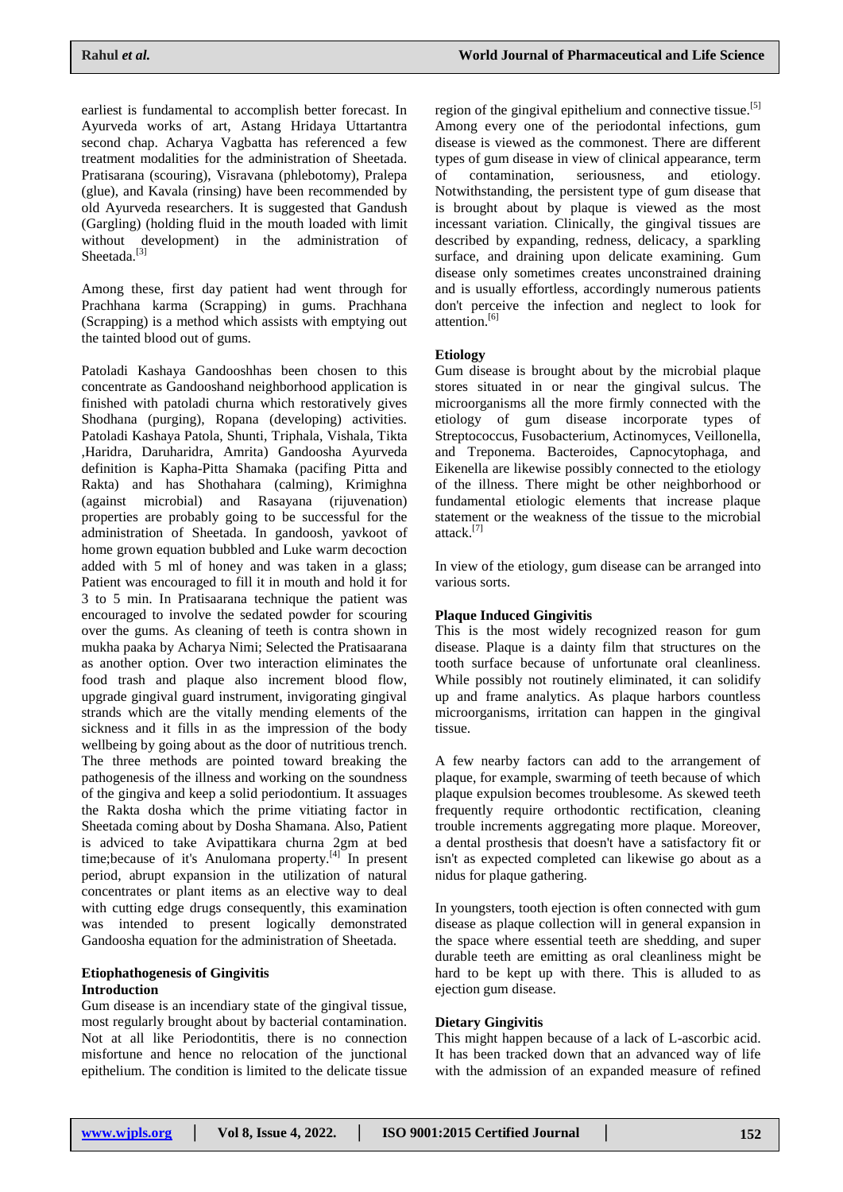earliest is fundamental to accomplish better forecast. In Ayurveda works of art, Astang Hridaya Uttartantra second chap. Acharya Vagbatta has referenced a few treatment modalities for the administration of Sheetada. Pratisarana (scouring), Visravana (phlebotomy), Pralepa (glue), and Kavala (rinsing) have been recommended by old Ayurveda researchers. It is suggested that Gandush (Gargling) (holding fluid in the mouth loaded with limit without development) in the administration of Sheetada.[3]

Among these, first day patient had went through for Prachhana karma (Scrapping) in gums. Prachhana (Scrapping) is a method which assists with emptying out the tainted blood out of gums.

Patoladi Kashaya Gandooshhas been chosen to this concentrate as Gandooshand neighborhood application is finished with patoladi churna which restoratively gives Shodhana (purging), Ropana (developing) activities. Patoladi Kashaya Patola, Shunti, Triphala, Vishala, Tikta ,Haridra, Daruharidra, Amrita) Gandoosha Ayurveda definition is Kapha-Pitta Shamaka (pacifing Pitta and Rakta) and has Shothahara (calming), Krimighna (against microbial) and Rasayana (rijuvenation) properties are probably going to be successful for the administration of Sheetada. In gandoosh, yavkoot of home grown equation bubbled and Luke warm decoction added with 5 ml of honey and was taken in a glass; Patient was encouraged to fill it in mouth and hold it for 3 to 5 min. In Pratisaarana technique the patient was encouraged to involve the sedated powder for scouring over the gums. As cleaning of teeth is contra shown in mukha paaka by Acharya Nimi; Selected the Pratisaarana as another option. Over two interaction eliminates the food trash and plaque also increment blood flow, upgrade gingival guard instrument, invigorating gingival strands which are the vitally mending elements of the sickness and it fills in as the impression of the body wellbeing by going about as the door of nutritious trench. The three methods are pointed toward breaking the pathogenesis of the illness and working on the soundness of the gingiva and keep a solid periodontium. It assuages the Rakta dosha which the prime vitiating factor in Sheetada coming about by Dosha Shamana. Also, Patient is adviced to take Avipattikara churna 2gm at bed time;because of it's Anulomana property.[4] In present period, abrupt expansion in the utilization of natural concentrates or plant items as an elective way to deal with cutting edge drugs consequently, this examination was intended to present logically demonstrated Gandoosha equation for the administration of Sheetada.

## Etiophathogenesis of Gingivitis

### Introduction

Gum disease is an incendiary state of the gingival tissue, most regularly brought about by bacterial contamination. Not at all like Periodontitis, there is no connection misfortune and hence no relocation of the junctional epithelium. The condition is limited to the delicate tissue region of the gingival epithelium and connective tissue.[5] Among every one of the periodontal infections, gum disease is viewed as the commonest. There are different types of gum disease in view of clinical appearance, term of contamination, seriousness, and etiology. Notwithstanding, the persistent type of gum disease that is brought about by plaque is viewed as the most incessant variation. Clinically, the gingival tissues are described by expanding, redness, delicacy, a sparkling surface, and draining upon delicate examining. Gum disease only sometimes creates unconstrained draining and is usually effortless, accordingly numerous patients don't perceive the infection and neglect to look for attention.[6]

### Etiology

Gum disease is brought about by the microbial plaque stores situated in or near the gingival sulcus. The microorganisms all the more firmly connected with the etiology of gum disease incorporate types of Streptococcus, Fusobacterium, Actinomyces, Veillonella, and Treponema. Bacteroides, Capnocytophaga, and Eikenella are likewise possibly connected to the etiology of the illness. There might be other neighborhood or fundamental etiologic elements that increase plaque statement or the weakness of the tissue to the microbial attack.[7]

In view of the etiology, gum disease can be arranged into various sorts.

### Plaque Induced Gingivitis

This is the most widely recognized reason for gum disease. Plaque is a dainty film that structures on the tooth surface because of unfortunate oral cleanliness. While possibly not routinely eliminated, it can solidify up and frame analytics. As plaque harbors countless microorganisms, irritation can happen in the gingival tissue.

A few nearby factors can add to the arrangement of plaque, for example, swarming of teeth because of which plaque expulsion becomes troublesome. As skewed teeth frequently require orthodontic rectification, cleaning trouble increments aggregating more plaque. Moreover, a dental prosthesis that doesn't have a satisfactory fit or isn't as expected completed can likewise go about as a nidus for plaque gathering.

In youngsters, tooth ejection is often connected with gum disease as plaque collection will in general expansion in the space where essential teeth are shedding, and super durable teeth are emitting as oral cleanliness might be hard to be kept up with there. This is alluded to as ejection gum disease.

### Dietary Gingivitis

This might happen because of a lack of L-ascorbic acid. It has been tracked down that an advanced way of life with the admission of an expanded measure of refined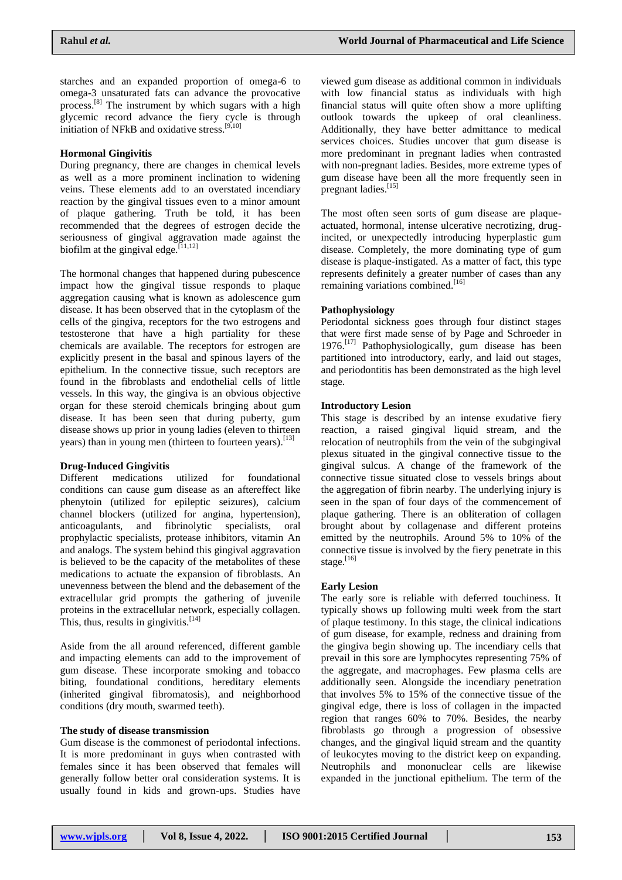starches and an expanded proportion of omega-6 to omega-3 unsaturated fats can advance the provocative process.[8] The instrument by which sugars with a high glycemic record advance the fiery cycle is through initiation of NFkB and oxidative stress.[9,10]

### Hormonal Gingivitis

During pregnancy, there are changes in chemical levels as well as a more prominent inclination to widening veins. These elements add to an overstated incendiary reaction by the gingival tissues even to a minor amount of plaque gathering. Truth be told, it has been recommended that the degrees of estrogen decide the seriousness of gingival aggravation made against the biofilm at the gingival edge.[11,12]

The hormonal changes that happened during pubescence impact how the gingival tissue responds to plaque aggregation causing what is known as adolescence gum disease. It has been observed that in the cytoplasm of the cells of the gingiva, receptors for the two estrogens and testosterone that have a high partiality for these chemicals are available. The receptors for estrogen are explicitly present in the basal and spinous layers of the epithelium. In the connective tissue, such receptors are found in the fibroblasts and endothelial cells of little vessels. In this way, the gingiva is an obvious objective organ for these steroid chemicals bringing about gum disease. It has been seen that during puberty, gum disease shows up prior in young ladies (eleven to thirteen years) than in young men (thirteen to fourteen years).[13]

### Drug-Induced Gingivitis

Different medications utilized for foundational conditions can cause gum disease as an aftereffect like phenytoin (utilized for epileptic seizures), calcium channel blockers (utilized for angina, hypertension), anticoagulants, and fibrinolytic specialists, oral prophylactic specialists, protease inhibitors, vitamin An and analogs. The system behind this gingival aggravation is believed to be the capacity of the metabolites of these medications to actuate the expansion of fibroblasts. An unevenness between the blend and the debasement of the extracellular grid prompts the gathering of juvenile proteins in the extracellular network, especially collagen. This, thus, results in gingivitis.[14]

Aside from the all around referenced, different gamble and impacting elements can add to the improvement of gum disease. These incorporate smoking and tobacco biting, foundational conditions, hereditary elements (inherited gingival fibromatosis), and neighborhood conditions (dry mouth, swarmed teeth).

### The study of disease transmission

Gum disease is the commonest of periodontal infections. It is more predominant in guys when contrasted with females since it has been observed that females will generally follow better oral consideration systems. It is usually found in kids and grown-ups. Studies have viewed gum disease as additional common in individuals with low financial status as individuals with high financial status will quite often show a more uplifting outlook towards the upkeep of oral cleanliness. Additionally, they have better admittance to medical services choices. Studies uncover that gum disease is more predominant in pregnant ladies when contrasted with non-pregnant ladies. Besides, more extreme types of gum disease have been all the more frequently seen in pregnant ladies.[15]

The most often seen sorts of gum disease are plaque-actuated, hormonal, intense ulcerative necrotizing, drug-incited, or unexpectedly introducing hyperplastic gum disease. Completely, the more dominating type of gum disease is plaque-instigated. As a matter of fact, this type represents definitely a greater number of cases than any remaining variations combined.[16]

### Pathophysiology

Periodontal sickness goes through four distinct stages that were first made sense of by Page and Schroeder in 1976.[17] Pathophysiologically, gum disease has been partitioned into introductory, early, and laid out stages, and periodontitis has been demonstrated as the high level stage.

### Introductory Lesion

This stage is described by an intense exudative fiery reaction, a raised gingival liquid stream, and the relocation of neutrophils from the vein of the subgingival plexus situated in the gingival connective tissue to the gingival sulcus. A change of the framework of the connective tissue situated close to vessels brings about the aggregation of fibrin nearby. The underlying injury is seen in the span of four days of the commencement of plaque gathering. There is an obliteration of collagen brought about by collagenase and different proteins emitted by the neutrophils. Around 5% to 10% of the connective tissue is involved by the fiery penetrate in this stage.[16]

### Early Lesion

The early sore is reliable with deferred touchiness. It typically shows up following multi week from the start of plaque testimony. In this stage, the clinical indications of gum disease, for example, redness and draining from the gingiva begin showing up. The incendiary cells that prevail in this sore are lymphocytes representing 75% of the aggregate, and macrophages. Few plasma cells are additionally seen. Alongside the incendiary penetration that involves 5% to 15% of the connective tissue of the gingival edge, there is loss of collagen in the impacted region that ranges 60% to 70%. Besides, the nearby fibroblasts go through a progression of obsessive changes, and the gingival liquid stream and the quantity of leukocytes moving to the district keep on expanding. Neutrophils and mononuclear cells are likewise expanded in the junctional epithelium. The term of the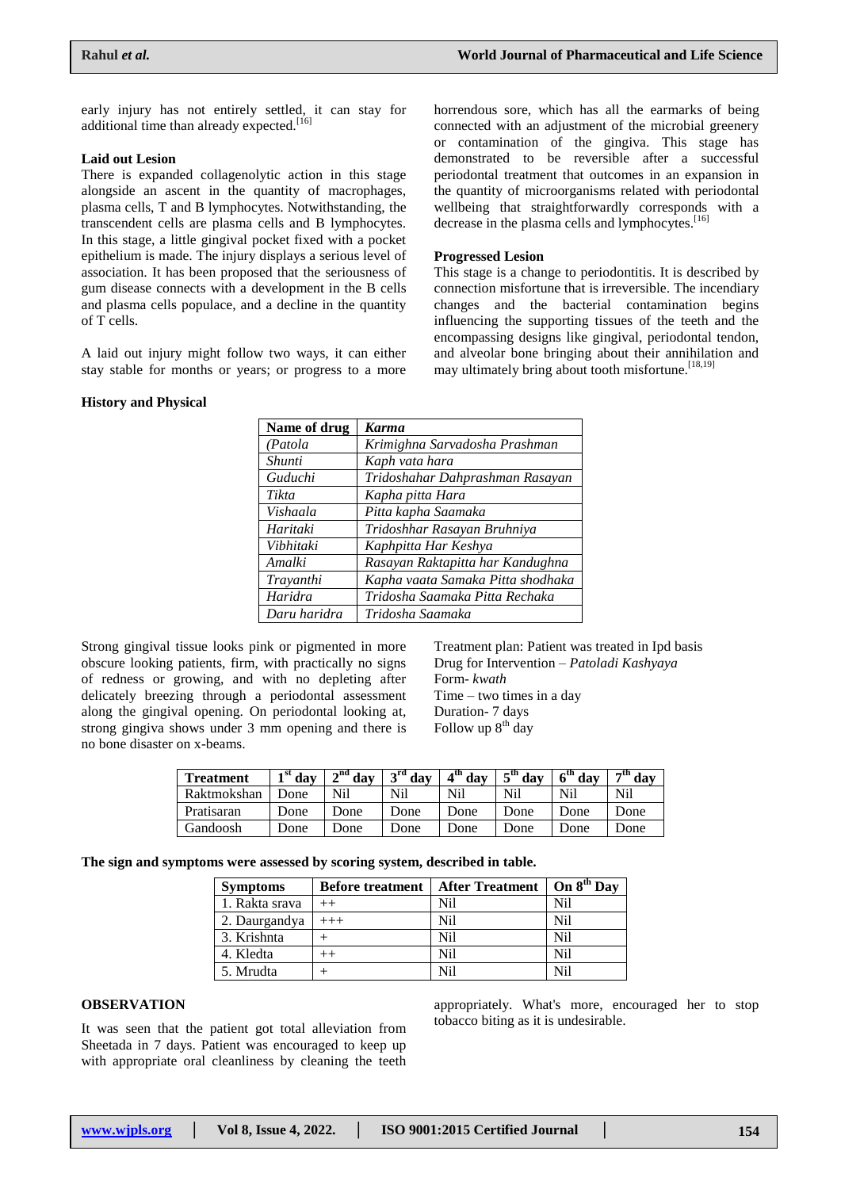early injury has not entirely settled, it can stay for additional time than already expected.[16]

**Laid out Lesion**

There is expanded collagenolytic action in this stage alongside an ascent in the quantity of macrophages, plasma cells, T and B lymphocytes. Notwithstanding, the transcendent cells are plasma cells and B lymphocytes. In this stage, a little gingival pocket fixed with a pocket epithelium is made. The injury displays a serious level of association. It has been proposed that the seriousness of gum disease connects with a development in the B cells and plasma cells populace, and a decline in the quantity of T cells.

A laid out injury might follow two ways, it can either stay stable for months or years; or progress to a more horrendous sore, which has all the earmarks of being connected with an adjustment of the microbial greenery or contamination of the gingiva. This stage has demonstrated to be reversible after a successful periodontal treatment that outcomes in an expansion in the quantity of microorganisms related with periodontal wellbeing that straightforwardly corresponds with a decrease in the plasma cells and lymphocytes.[16]

**Progressed Lesion**

This stage is a change to periodontitis. It is described by connection misfortune that is irreversible. The incendiary changes and the bacterial contamination begins influencing the supporting tissues of the teeth and the encompassing designs like gingival, periodontal tendon, and alveolar bone bringing about their annihilation and may ultimately bring about tooth misfortune.[18,19]

**History and Physical**

| Name of drug | *Karma* |
|---|---|
| *(Patola* | *Krimighna Sarvadosha Prashman* |
| *Shunti* | *Kaph vata hara* |
| *Guduchi* | *Tridoshahar Dahprashman Rasayan* |
| *Tikta* | *Kapha pitta Hara* |
| *Vishaala* | *Pitta kapha Saamaka* |
| *Haritaki* | *Tridoshhar Rasayan Bruhniya* |
| *Vibhitaki* | *Kaphpitta Har Keshya* |
| *Amalki* | *Rasayan Raktapitta har Kandughna* |
| *Trayanthi* | *Kapha vaata Samaka Pitta shodhaka* |
| *Haridra* | *Tridosha Saamaka Pitta Rechaka* |
| *Daru haridra* | *Tridosha Saamaka* |

Strong gingival tissue looks pink or pigmented in more obscure looking patients, firm, with practically no signs of redness or growing, and with no depleting after delicately breezing through a periodontal assessment along the gingival opening. On periodontal looking at, strong gingiva shows under 3 mm opening and there is no bone disaster on x-beams.

Treatment plan: Patient was treated in Ipd basis
Drug for Intervention – *Patoladi Kashyaya*
Form- *kwath*
Time – two times in a day
Duration- 7 days
Follow up 8th day

| Treatment | 1st day | 2nd day | 3rd day | 4th day | 5th day | 6th day | 7th day |
|---|---|---|---|---|---|---|---|
| Raktmokshan | Done | Nil | Nil | Nil | Nil | Nil | Nil |
| Pratisaran | Done | Done | Done | Done | Done | Done | Done |
| Gandoosh | Done | Done | Done | Done | Done | Done | Done |

**The sign and symptoms were assessed by scoring system, described in table.**

| Symptoms | Before treatment | After Treatment | On 8th Day |
|---|---|---|---|
| 1. Rakta srava | ++ | Nil | Nil |
| 2. Daurgandya | +++ | Nil | Nil |
| 3. Krishnta | + | Nil | Nil |
| 4. Kledta | ++ | Nil | Nil |
| 5. Mrudta | + | Nil | Nil |

**OBSERVATION**

It was seen that the patient got total alleviation from Sheetada in 7 days. Patient was encouraged to keep up with appropriate oral cleanliness by cleaning the teeth appropriately. What's more, encouraged her to stop tobacco biting as it is undesirable.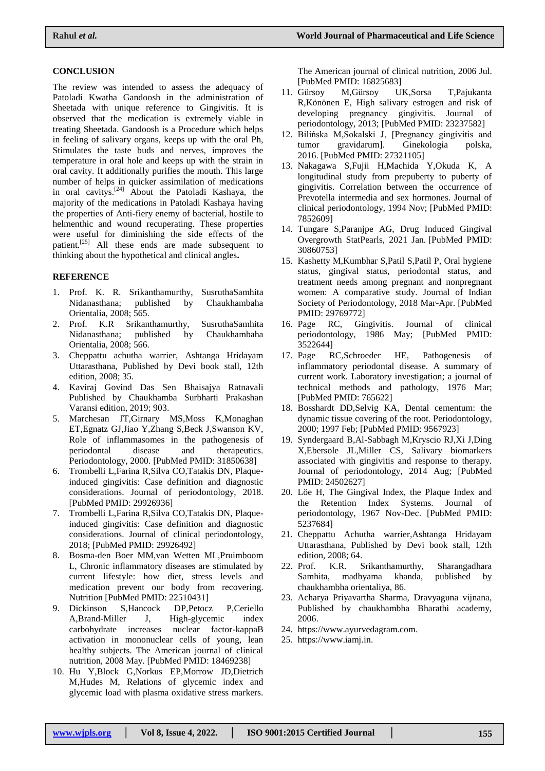## CONCLUSION

The review was intended to assess the adequacy of Patoladi Kwatha Gandoosh in the administration of Sheetada with unique reference to Gingivitis. It is observed that the medication is extremely viable in treating Sheetada. Gandoosh is a Procedure which helps in feeling of salivary organs, keeps up with the oral Ph, Stimulates the taste buds and nerves, improves the temperature in oral hole and keeps up with the strain in oral cavity. It additionally purifies the mouth. This large number of helps in quicker assimilation of medications in oral cavitys.[24] About the Patoladi Kashaya, the majority of the medications in Patoladi Kashaya having the properties of Anti-fiery enemy of bacterial, hostile to helmenthic and wound recuperating. These properties were useful for diminishing the side effects of the patient.[25] All these ends are made subsequent to thinking about the hypothetical and clinical angles**.**

## REFERENCE

1. Prof. K. R. Srikanthamurthy, SusruthaSamhita Nidanasthana; published by Chaukhambaha Orientalia, 2008; 565.
2. Prof. K.R Srikanthamurthy, SusruthaSamhita Nidanasthana; published by Chaukhambaha Orientalia, 2008; 566.
3. Cheppattu achutha warrier, Ashtanga Hridayam Uttarasthana, Published by Devi book stall, 12th edition, 2008; 35.
4. Kaviraj Govind Das Sen Bhaisajya Ratnavali Published by Chaukhamba Surbharti Prakashan Varansi edition, 2019; 903.
5. Marchesan JT,Girnary MS,Moss K,Monaghan ET,Egnatz GJ,Jiao Y,Zhang S,Beck J,Swanson KV, Role of inflammasomes in the pathogenesis of periodontal disease and therapeutics. Periodontology, 2000. [PubMed PMID: 31850638]
6. Trombelli L,Farina R,Silva CO,Tatakis DN, Plaque-induced gingivitis: Case definition and diagnostic considerations. Journal of periodontology, 2018. [PubMed PMID: 29926936]
7. Trombelli L,Farina R,Silva CO,Tatakis DN, Plaque-induced gingivitis: Case definition and diagnostic considerations. Journal of clinical periodontology, 2018; [PubMed PMID: 29926492]
8. Bosma-den Boer MM,van Wetten ML,Pruimboom L, Chronic inflammatory diseases are stimulated by current lifestyle: how diet, stress levels and medication prevent our body from recovering. Nutrition [PubMed PMID: 22510431]
9. Dickinson S,Hancock DP,Petocz P,Ceriello A,Brand-Miller J, High-glycemic index carbohydrate increases nuclear factor-kappaB activation in mononuclear cells of young, lean healthy subjects. The American journal of clinical nutrition, 2008 May. [PubMed PMID: 18469238]
10. Hu Y,Block G,Norkus EP,Morrow JD,Dietrich M,Hudes M, Relations of glycemic index and glycemic load with plasma oxidative stress markers. The American journal of clinical nutrition, 2006 Jul. [PubMed PMID: 16825683]
11. Gürsoy M,Gürsoy UK,Sorsa T,Pajukanta R,Könönen E, High salivary estrogen and risk of developing pregnancy gingivitis. Journal of periodontology, 2013; [PubMed PMID: 23237582]
12. Bilińska M,Sokalski J, [Pregnancy gingivitis and tumor gravidarum]. Ginekologia polska, 2016. [PubMed PMID: 27321105]
13. Nakagawa S,Fujii H,Machida Y,Okuda K, A longitudinal study from prepuberty to puberty of gingivitis. Correlation between the occurrence of Prevotella intermedia and sex hormones. Journal of clinical periodontology, 1994 Nov; [PubMed PMID: 7852609]
14. Tungare S,Paranjpe AG, Drug Induced Gingival Overgrowth StatPearls, 2021 Jan. [PubMed PMID: 30860753]
15. Kashetty M,Kumbhar S,Patil S,Patil P, Oral hygiene status, gingival status, periodontal status, and treatment needs among pregnant and nonpregnant women: A comparative study. Journal of Indian Society of Periodontology, 2018 Mar-Apr. [PubMed PMID: 29769772]
16. Page RC, Gingivitis. Journal of clinical periodontology, 1986 May; [PubMed PMID: 3522644]
17. Page RC,Schroeder HE, Pathogenesis of inflammatory periodontal disease. A summary of current work. Laboratory investigation; a journal of technical methods and pathology, 1976 Mar; [PubMed PMID: 765622]
18. Bosshardt DD,Selvig KA, Dental cementum: the dynamic tissue covering of the root. Periodontology, 2000; 1997 Feb; [PubMed PMID: 9567923]
19. Syndergaard B,Al-Sabbagh M,Kryscio RJ,Xi J,Ding X,Ebersole JL,Miller CS, Salivary biomarkers associated with gingivitis and response to therapy. Journal of periodontology, 2014 Aug; [PubMed PMID: 24502627]
20. Löe H, The Gingival Index, the Plaque Index and the Retention Index Systems. Journal of periodontology, 1967 Nov-Dec. [PubMed PMID: 5237684]
21. Cheppattu Achutha warrier,Ashtanga Hridayam Uttarasthana, Published by Devi book stall, 12th edition, 2008; 64.
22. Prof. K.R. Srikanthamurthy, Sharangadhara Samhita, madhyama khanda, published by chaukhambha orientaliya, 86.
23. Acharya Priyavartha Sharma, Dravyaguna vijnana, Published by chaukhambha Bharathi academy, 2006.
24. https://www.ayurvedagram.com.
25. https://www.iamj.in.